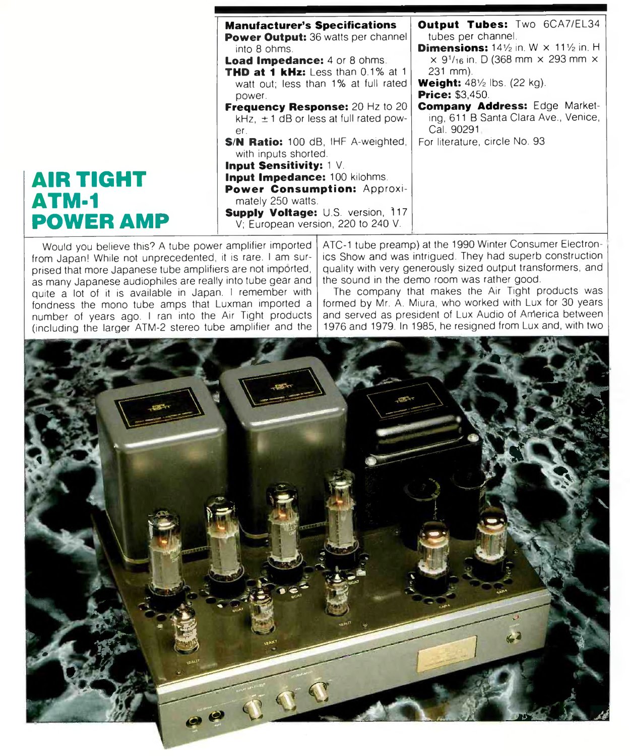# AIR TIGHT ATM-1 POWER AMP

**Manufacturer's Specifications**

**Power Output:** 36 watts per channel into 8 ohms.

**Load Impedance:** 4 or 8 ohms.

**THD at 1 kHz:** Less than 0.1% at 1 watt out; less than 1% at full rated power.

**Frequency Response:** 20 Hz to 20 kHz, ±1 dB or less at full rated power.

**S/N Ratio:** 100 dB, IHF A-weighted, with inputs shorted.

**Input Sensitivity:** 1 V.

**Input Impedance:** 100 kilohms.

**Power Consumption:** Approximately 250 watts.

**Supply Voltage:** U.S. version, 117 V; European version, 220 to 240 V.

**Output Tubes:** Two 6CA7/EL34 tubes per channel.

**Dimensions:** 14½ in. W × 11½ in. H × 9[1]/16 in. D (368 mm × 293 mm × 231 mm).

**Weight:** 48½ lbs. (22 kg).

**Price:** $3,450.

**Company Address:** Edge Marketing, 611 B Santa Clara Ave., Venice, Cal. 90291.

For literature, circle No. 93

Would you believe this? A tube power amplifier imported from Japan! While not unprecedented, it is rare. I am surprised that more Japanese tube amplifiers are not imported, as many Japanese audiophiles are really into tube gear and quite a lot of it is available in Japan. I remember with fondness the mono tube amps that Luxman imported a number of years ago. I ran into the Air Tight products (including the larger ATM-2 stereo tube amplifier and the ATC-1 tube preamp) at the 1990 Winter Consumer Electronics Show and was intrigued. They had superb construction quality with very generously sized output transformers, and the sound in the demo room was rather good.

The company that makes the Air Tight products was formed by Mr. A. Miura, who worked with Lux for 30 years and served as president of Lux Audio of America between 1976 and 1979. In 1985, he resigned from Lux and, with two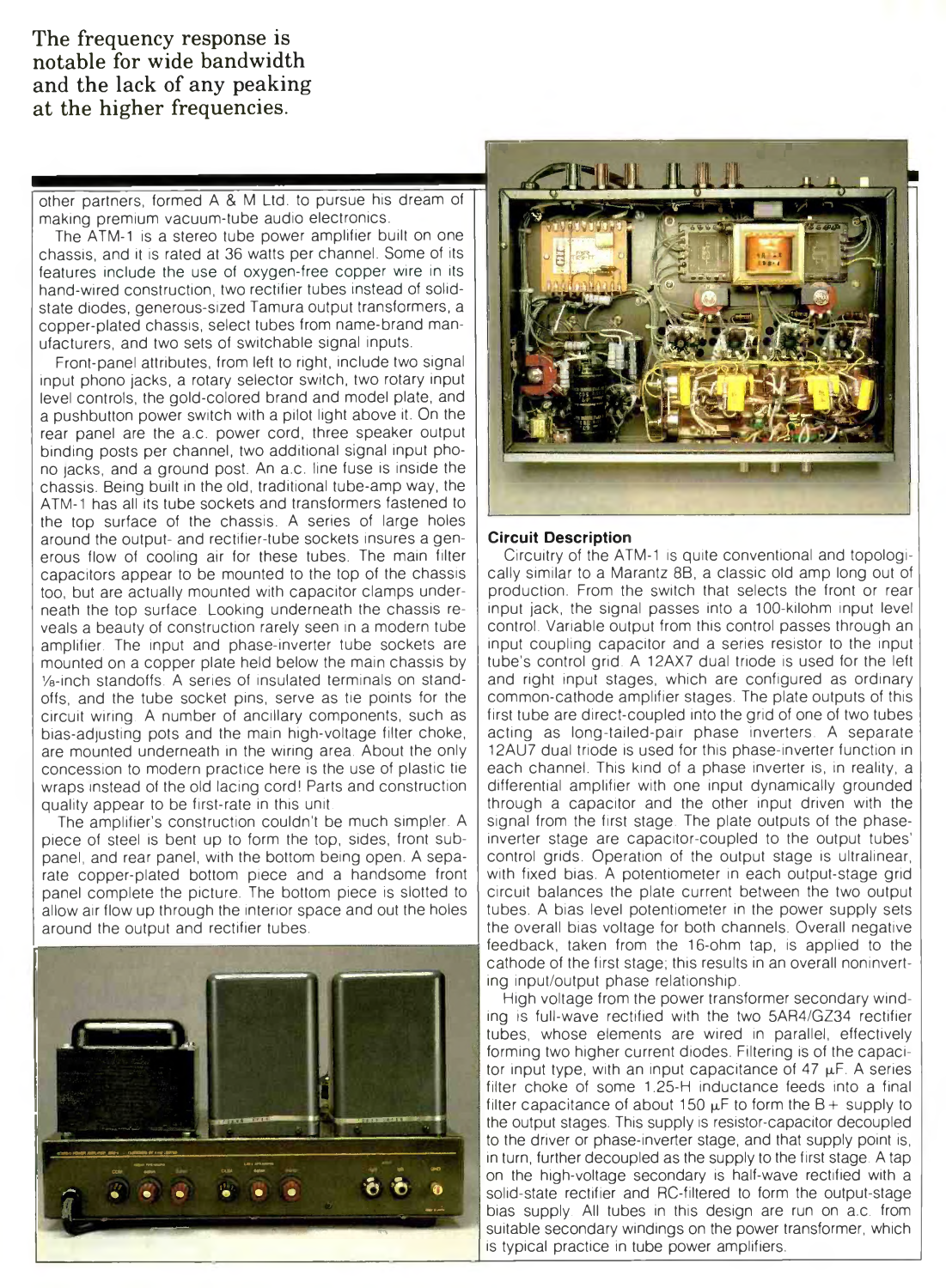**The frequency response is notable for wide bandwidth and the lack of any peaking at the higher frequencies.**

other partners, formed A & M Ltd. to pursue his dream of making premium vacuum-tube audio electronics.

The ATM-1 is a stereo tube power amplifier built on one chassis, and it is rated at 36 watts per channel. Some of its features include the use of oxygen-free copper wire in its hand-wired construction, two rectifier tubes instead of solid-state diodes, generous-sized Tamura output transformers, a copper-plated chassis, select tubes from name-brand manufacturers, and two sets of switchable signal inputs.

Front-panel attributes, from left to right, include two signal input phono jacks, a rotary selector switch, two rotary input level controls, the gold-colored brand and model plate, and a pushbutton power switch with a pilot light above it. On the rear panel are the a.c. power cord, three speaker output binding posts per channel, two additional signal input phono jacks, and a ground post. An a.c. line fuse is inside the chassis. Being built in the old, traditional tube-amp way, the ATM-1 has all its tube sockets and transformers fastened to the top surface of the chassis. A series of large holes around the output- and rectifier-tube sockets insures a generous flow of cooling air for these tubes. The main filter capacitors appear to be mounted to the top of the chassis too, but are actually mounted with capacitor clamps underneath the top surface. Looking underneath the chassis reveals a beauty of construction rarely seen in a modern tube amplifier. The input and phase-inverter tube sockets are mounted on a copper plate held below the main chassis by ⅛-inch standoffs. A series of insulated terminals on standoffs, and the tube socket pins, serve as tie points for the circuit wiring. A number of ancillary components, such as bias-adjusting pots and the main high-voltage filter choke, are mounted underneath in the wiring area. About the only concession to modern practice here is the use of plastic tie wraps instead of the old lacing cord! Parts and construction quality appear to be first-rate in this unit.

The amplifier's construction couldn't be much simpler. A piece of steel is bent up to form the top, sides, front subpanel, and rear panel, with the bottom being open. A separate copper-plated bottom piece and a handsome front panel complete the picture. The bottom piece is slotted to allow air flow up through the interior space and out the holes around the output and rectifier tubes.

### Circuit Description

Circuitry of the ATM-1 is quite conventional and topologically similar to a Marantz 8B, a classic old amp long out of production. From the switch that selects the front or rear input jack, the signal passes into a 100-kilohm input level control. Variable output from this control passes through an input coupling capacitor and a series resistor to the input tube's control grid. A 12AX7 dual triode is used for the left and right input stages, which are configured as ordinary common-cathode amplifier stages. The plate outputs of this first tube are direct-coupled into the grid of one of two tubes acting as long-tailed-pair phase inverters. A separate 12AU7 dual triode is used for this phase-inverter function in each channel. This kind of a phase inverter is, in reality, a differential amplifier with one input dynamically grounded through a capacitor and the other input driven with the signal from the first stage. The plate outputs of the phase-inverter stage are capacitor-coupled to the output tubes' control grids. Operation of the output stage is ultralinear, with fixed bias. A potentiometer in each output-stage grid circuit balances the plate current between the two output tubes. A bias level potentiometer in the power supply sets the overall bias voltage for both channels. Overall negative feedback, taken from the 16-ohm tap, is applied to the cathode of the first stage; this results in an overall noninverting input/output phase relationship.

High voltage from the power transformer secondary winding is full-wave rectified with the two 5AR4/GZ34 rectifier tubes, whose elements are wired in parallel, effectively forming two higher current diodes. Filtering is of the capacitor input type, with an input capacitance of 47 µF. A series filter choke of some 1.25-H inductance feeds into a final filter capacitance of about 150 µF to form the B+ supply to the output stages. This supply is resistor-capacitor decoupled to the driver or phase-inverter stage, and that supply point is, in turn, further decoupled as the supply to the first stage. A tap on the high-voltage secondary is half-wave rectified with a solid-state rectifier and RC-filtered to form the output-stage bias supply. All tubes in this design are run on a.c. from suitable secondary windings on the power transformer, which is typical practice in tube power amplifiers.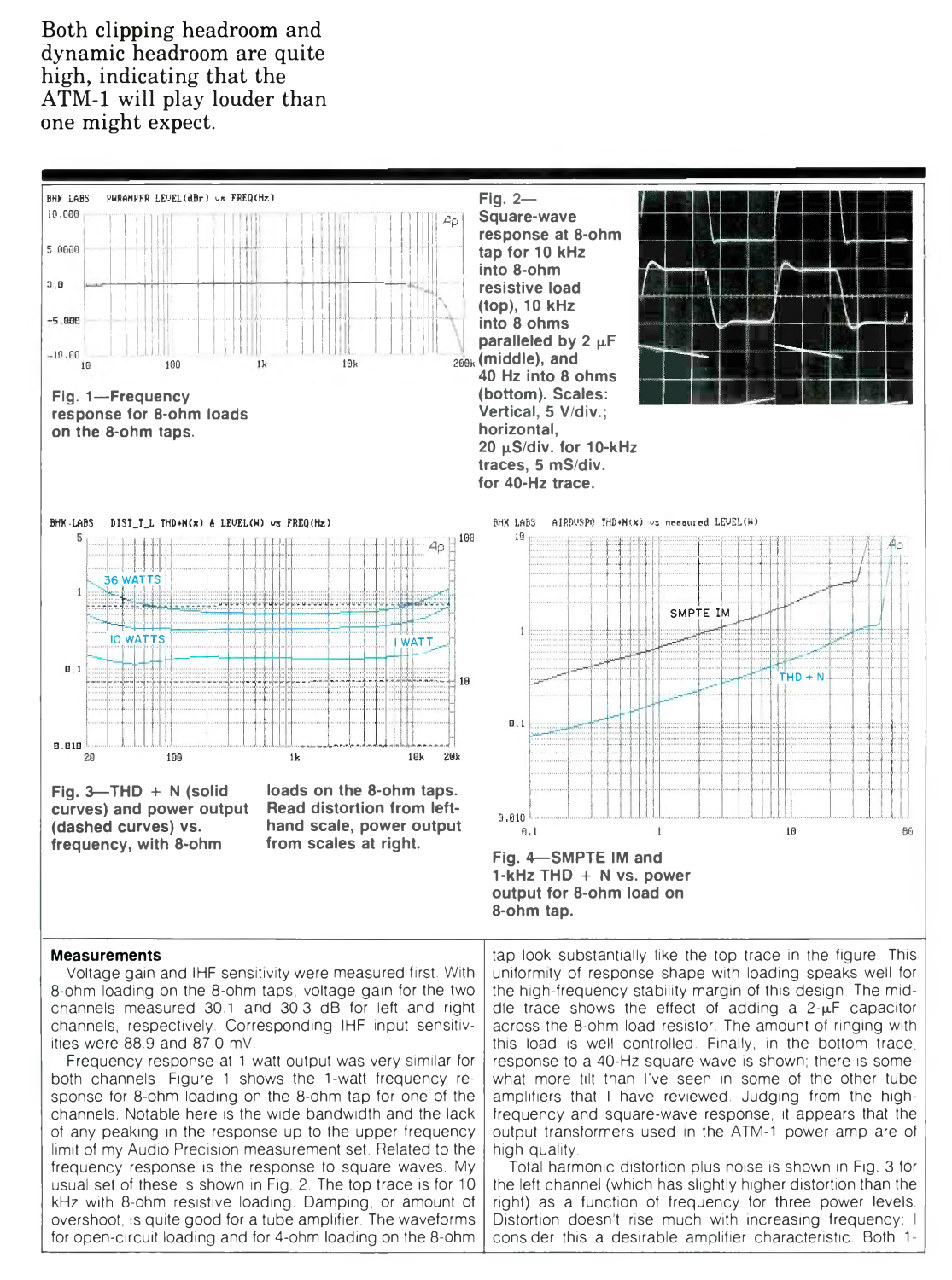Both clipping headroom and dynamic headroom are quite high, indicating that the ATM-1 will play louder than one might expect.

Fig. 1—Frequency response for 8-ohm loads on the 8-ohm taps.

Fig. 2—Square-wave response at 8-ohm tap for 10 kHz into 8-ohm resistive load (top), 10 kHz into 8 ohms paralleled by 2 µF (middle), and 40 Hz into 8 ohms (bottom). Scales: Vertical, 5 V/div.; horizontal, 20 µS/div. for 10-kHz traces, 5 mS/div. for 40-Hz trace.

Fig. 3—THD + N (solid curves) and power output (dashed curves) vs. frequency, with 8-ohm loads on the 8-ohm taps. Read distortion from left-hand scale, power output from scales at right.

Fig. 4—SMPTE IM and 1-kHz THD + N vs. power output for 8-ohm load on 8-ohm tap.

## Measurements

Voltage gain and IHF sensitivity were measured first. With 8-ohm loading on the 8-ohm taps, voltage gain for the two channels measured 30.1 and 30.3 dB for left and right channels, respectively. Corresponding IHF input sensitivities were 88.9 and 87.0 mV.

Frequency response at 1 watt output was very similar for both channels. Figure 1 shows the 1-watt frequency response for 8-ohm loading on the 8-ohm tap for one of the channels. Notable here is the wide bandwidth and the lack of any peaking in the response up to the upper frequency limit of my Audio Precision measurement set. Related to the frequency response is the response to square waves. My usual set of these is shown in Fig. 2. The top trace is for 10 kHz with 8-ohm resistive loading. Damping, or amount of overshoot, is quite good for a tube amplifier. The waveforms for open-circuit loading and for 4-ohm loading on the 8-ohm tap look substantially like the top trace in the figure. This uniformity of response shape with loading speaks well for the high-frequency stability margin of this design. The middle trace shows the effect of adding a 2-µF capacitor across the 8-ohm load resistor. The amount of ringing with this load is well controlled. Finally, in the bottom trace, response to a 40-Hz square wave is shown; there is somewhat more tilt than I've seen in some of the other tube amplifiers that I have reviewed. Judging from the high-frequency and square-wave response, it appears that the output transformers used in the ATM-1 power amp are of high quality.

Total harmonic distortion plus noise is shown in Fig. 3 for the left channel (which has slightly higher distortion than the right) as a function of frequency for three power levels. Distortion doesn't rise much with increasing frequency; I consider this a desirable amplifier characteristic. Both 1-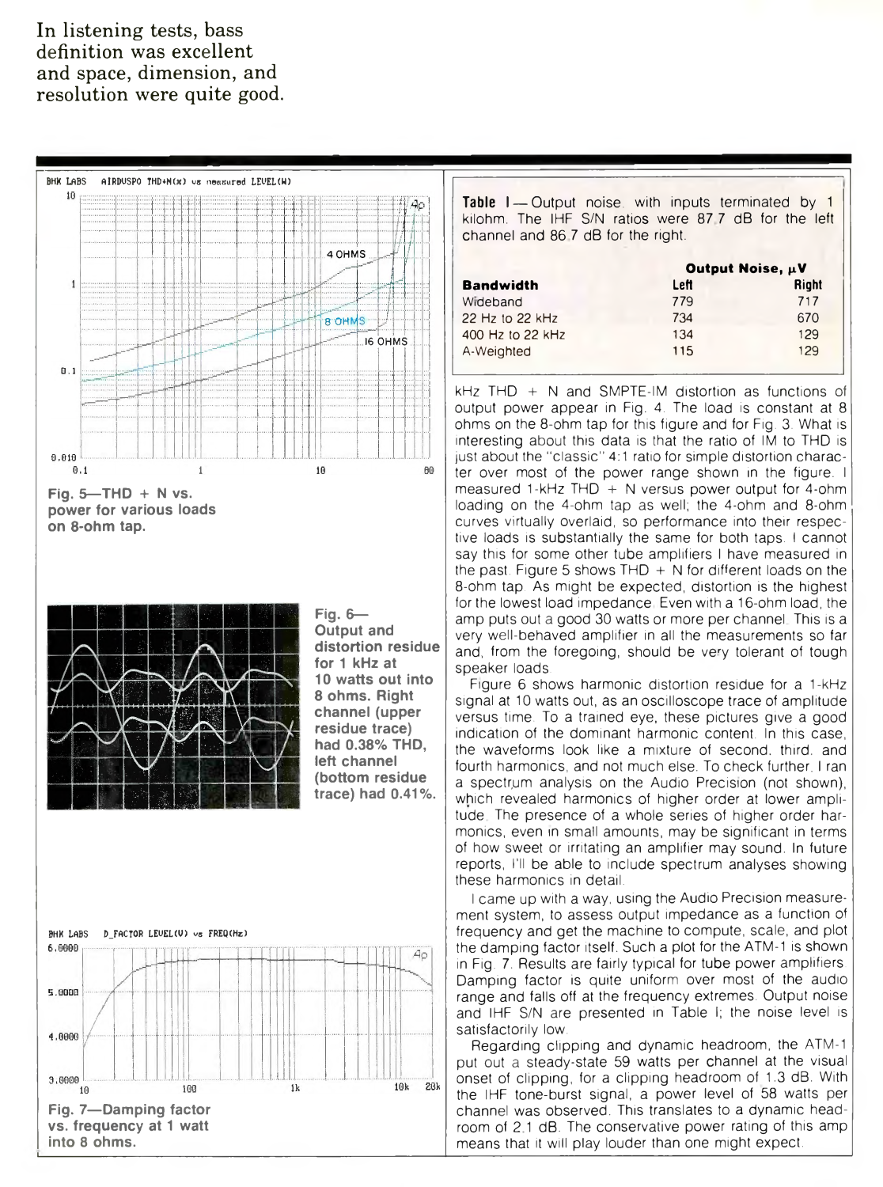In listening tests, bass definition was excellent and space, dimension, and resolution were quite good.

Fig. 5—THD + N vs. power for various loads on 8-ohm tap.

Fig. 6—Output and distortion residue for 1 kHz at 10 watts out into 8 ohms. Right channel (upper residue trace) had 0.38% THD, left channel (bottom residue trace) had 0.41%.

Fig. 7—Damping factor vs. frequency at 1 watt into 8 ohms.

**Table I**—Output noise, with inputs terminated by 1 kilohm. The IHF S/N ratios were 87.7 dB for the left channel and 86.7 dB for the right.

| Bandwidth | Output Noise, µV Left | Right |
|---|---|---|
| Wideband | 779 | 717 |
| 22 Hz to 22 kHz | 734 | 670 |
| 400 Hz to 22 kHz | 134 | 129 |
| A-Weighted | 115 | 129 |

kHz THD + N and SMPTE-IM distortion as functions of output power appear in Fig. 4. The load is constant at 8 ohms on the 8-ohm tap for this figure and for Fig. 3. What is interesting about this data is that the ratio of IM to THD is just about the "classic" 4:1 ratio for simple distortion character over most of the power range shown in the figure. I measured 1-kHz THD + N versus power output for 4-ohm loading on the 4-ohm tap as well; the 4-ohm and 8-ohm curves virtually overlaid, so performance into their respective loads is substantially the same for both taps. I cannot say this for some other tube amplifiers I have measured in the past. Figure 5 shows THD + N for different loads on the 8-ohm tap. As might be expected, distortion is the highest for the lowest load impedance. Even with a 16-ohm load, the amp puts out a good 30 watts or more per channel. This is a very well-behaved amplifier in all the measurements so far and, from the foregoing, should be very tolerant of tough speaker loads.

Figure 6 shows harmonic distortion residue for a 1-kHz signal at 10 watts out, as an oscilloscope trace of amplitude versus time. To a trained eye, these pictures give a good indication of the dominant harmonic content. In this case, the waveforms look like a mixture of second, third, and fourth harmonics, and not much else. To check further, I ran a spectrum analysis on the Audio Precision (not shown), which revealed harmonics of higher order at lower amplitude. The presence of a whole series of higher order harmonics, even in small amounts, may be significant in terms of how sweet or irritating an amplifier may sound. In future reports, I'll be able to include spectrum analyses showing these harmonics in detail.

I came up with a way, using the Audio Precision measurement system, to assess output impedance as a function of frequency and get the machine to compute, scale, and plot the damping factor itself. Such a plot for the ATM-1 is shown in Fig. 7. Results are fairly typical for tube power amplifiers. Damping factor is quite uniform over most of the audio range and falls off at the frequency extremes. Output noise and IHF S/N are presented in Table I; the noise level is satisfactorily low.

Regarding clipping and dynamic headroom, the ATM-1 put out a steady-state 59 watts per channel at the visual onset of clipping, for a clipping headroom of 1.3 dB. With the IHF tone-burst signal, a power level of 58 watts per channel was observed. This translates to a dynamic headroom of 2.1 dB. The conservative power rating of this amp means that it will play louder than one might expect.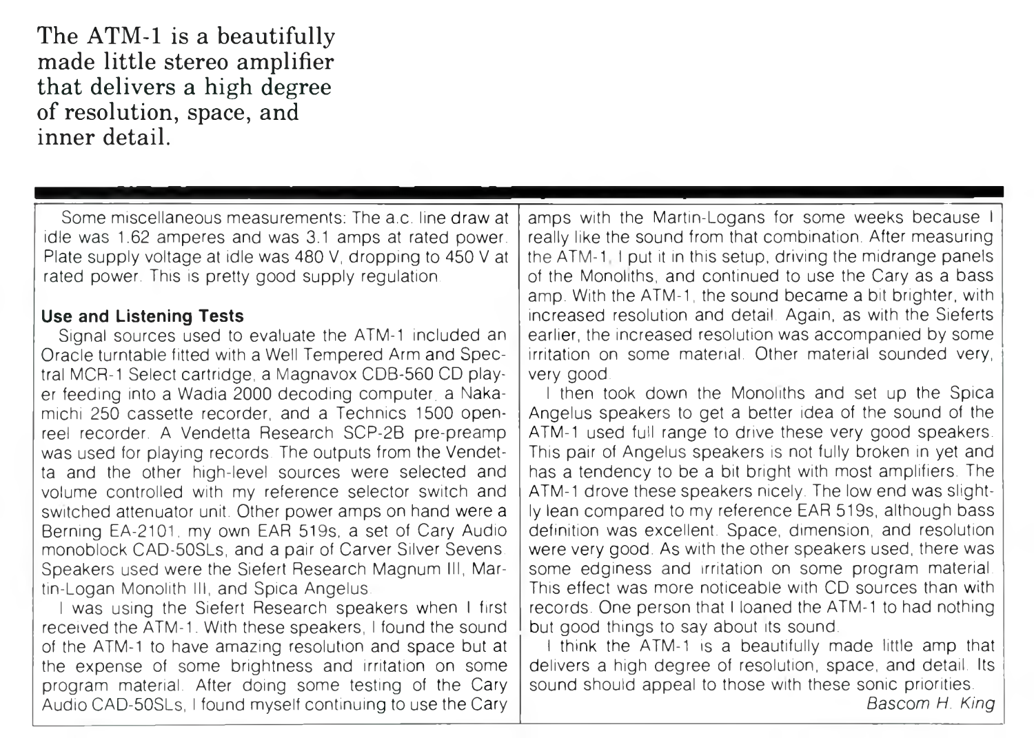The ATM-1 is a beautifully made little stereo amplifier that delivers a high degree of resolution, space, and inner detail.

Some miscellaneous measurements: The a.c. line draw at idle was 1.62 amperes and was 3.1 amps at rated power. Plate supply voltage at idle was 480 V, dropping to 450 V at rated power. This is pretty good supply regulation.

### Use and Listening Tests

Signal sources used to evaluate the ATM-1 included an Oracle turntable fitted with a Well Tempered Arm and Spectral MCR-1 Select cartridge, a Magnavox CDB-560 CD player feeding into a Wadia 2000 decoding computer, a Nakamichi 250 cassette recorder, and a Technics 1500 open-reel recorder. A Vendetta Research SCP-2B pre-preamp was used for playing records. The outputs from the Vendetta and the other high-level sources were selected and volume controlled with my reference selector switch and switched attenuator unit. Other power amps on hand were a Berning EA-2101, my own EAR 519s, a set of Cary Audio monoblock CAD-50SLs, and a pair of Carver Silver Sevens. Speakers used were the Siefert Research Magnum III, Martin-Logan Monolith III, and Spica Angelus.

I was using the Siefert Research speakers when I first received the ATM-1. With these speakers, I found the sound of the ATM-1 to have amazing resolution and space but at the expense of some brightness and irritation on some program material. After doing some testing of the Cary Audio CAD-50SLs, I found myself continuing to use the Cary amps with the Martin-Logans for some weeks because I really like the sound from that combination. After measuring the ATM-1, I put it in this setup, driving the midrange panels of the Monoliths, and continued to use the Cary as a bass amp. With the ATM-1, the sound became a bit brighter, with increased resolution and detail. Again, as with the Sieferts earlier, the increased resolution was accompanied by some irritation on some material. Other material sounded very, very good.

I then took down the Monoliths and set up the Spica Angelus speakers to get a better idea of the sound of the ATM-1 used full range to drive these very good speakers. This pair of Angelus speakers is not fully broken in yet and has a tendency to be a bit bright with most amplifiers. The ATM-1 drove these speakers nicely. The low end was slightly lean compared to my reference EAR 519s, although bass definition was excellent. Space, dimension, and resolution were very good. As with the other speakers used, there was some edginess and irritation on some program material. This effect was more noticeable with CD sources than with records. One person that I loaned the ATM-1 to had nothing but good things to say about its sound.

I think the ATM-1 is a beautifully made little amp that delivers a high degree of resolution, space, and detail. Its sound should appeal to those with these sonic priorities.

*Bascom H. King*